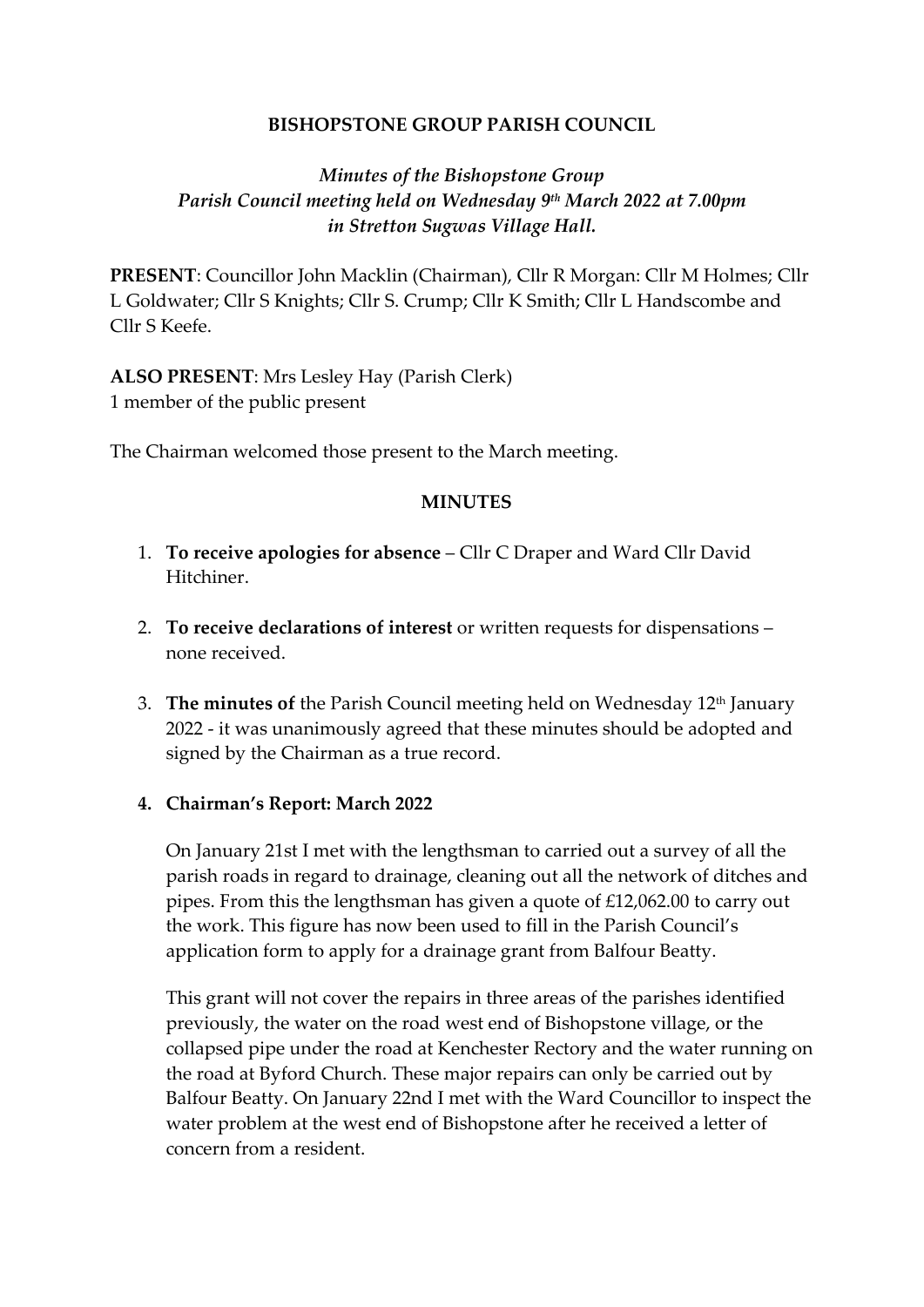**BISHOPSTONE GROUP PARISH COUNCIL**

*Minutes of the Bishopstone Group Parish Council meeting held on Wednesday 9th March 2022 at 7.00pm in Stretton Sugwas Village Hall.*

**PRESENT**: Councillor John Macklin (Chairman), Cllr R Morgan: Cllr M Holmes; Cllr L Goldwater; Cllr S Knights; Cllr S. Crump; Cllr K Smith; Cllr L Handscombe and Cllr S Keefe.

**ALSO PRESENT**: Mrs Lesley Hay (Parish Clerk)
1 member of the public present

The Chairman welcomed those present to the March meeting.

**MINUTES**

1. **To receive apologies for absence** – Cllr C Draper and Ward Cllr David Hitchiner.

2. **To receive declarations of interest** or written requests for dispensations – none received.

3. **The minutes of** the Parish Council meeting held on Wednesday 12th January 2022 - it was unanimously agreed that these minutes should be adopted and signed by the Chairman as a true record.

4. **Chairman's Report: March 2022**

   On January 21st I met with the lengthsman to carried out a survey of all the parish roads in regard to drainage, cleaning out all the network of ditches and pipes. From this the lengthsman has given a quote of £12,062.00 to carry out the work. This figure has now been used to fill in the Parish Council's application form to apply for a drainage grant from Balfour Beatty.

   This grant will not cover the repairs in three areas of the parishes identified previously, the water on the road west end of Bishopstone village, or the collapsed pipe under the road at Kenchester Rectory and the water running on the road at Byford Church. These major repairs can only be carried out by Balfour Beatty. On January 22nd I met with the Ward Councillor to inspect the water problem at the west end of Bishopstone after he received a letter of concern from a resident.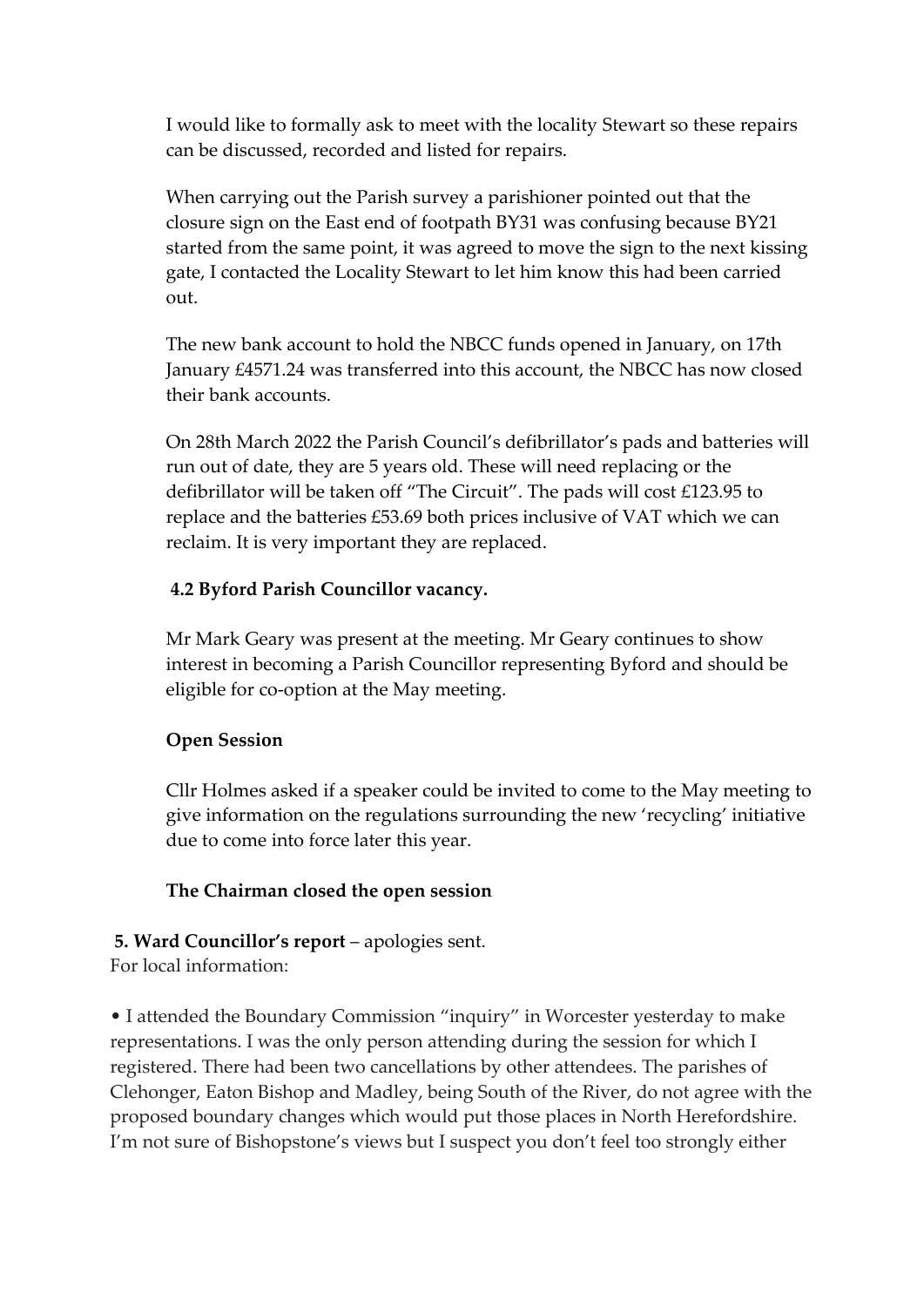I would like to formally ask to meet with the locality Stewart so these repairs can be discussed, recorded and listed for repairs.

When carrying out the Parish survey a parishioner pointed out that the closure sign on the East end of footpath BY31 was confusing because BY21 started from the same point, it was agreed to move the sign to the next kissing gate, I contacted the Locality Stewart to let him know this had been carried out.

The new bank account to hold the NBCC funds opened in January, on 17th January £4571.24 was transferred into this account, the NBCC has now closed their bank accounts.

On 28th March 2022 the Parish Council's defibrillator's pads and batteries will run out of date, they are 5 years old. These will need replacing or the defibrillator will be taken off "The Circuit". The pads will cost £123.95 to replace and the batteries £53.69 both prices inclusive of VAT which we can reclaim. It is very important they are replaced.

**4.2 Byford Parish Councillor vacancy.**

Mr Mark Geary was present at the meeting. Mr Geary continues to show interest in becoming a Parish Councillor representing Byford and should be eligible for co-option at the May meeting.

**Open Session**

Cllr Holmes asked if a speaker could be invited to come to the May meeting to give information on the regulations surrounding the new 'recycling' initiative due to come into force later this year.

**The Chairman closed the open session**

**5. Ward Councillor's report** – apologies sent.
For local information:

- I attended the Boundary Commission "inquiry" in Worcester yesterday to make representations. I was the only person attending during the session for which I registered. There had been two cancellations by other attendees. The parishes of Clehonger, Eaton Bishop and Madley, being South of the River, do not agree with the proposed boundary changes which would put those places in North Herefordshire. I'm not sure of Bishopstone's views but I suspect you don't feel too strongly either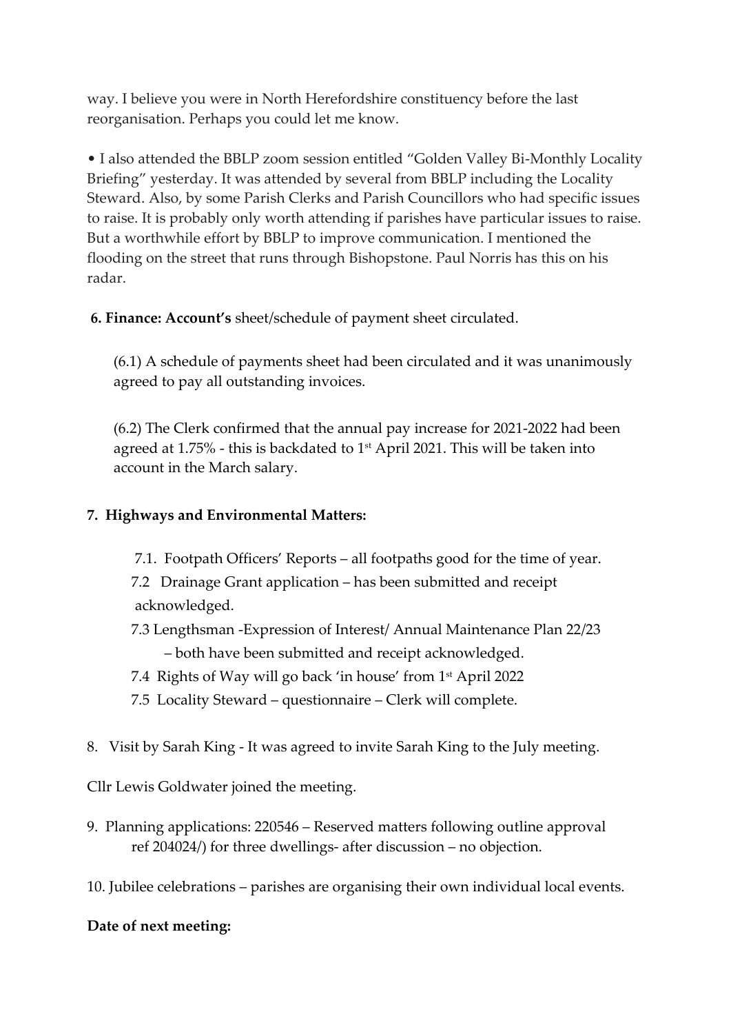way. I believe you were in North Herefordshire constituency before the last reorganisation. Perhaps you could let me know.

• I also attended the BBLP zoom session entitled "Golden Valley Bi-Monthly Locality Briefing" yesterday. It was attended by several from BBLP including the Locality Steward. Also, by some Parish Clerks and Parish Councillors who had specific issues to raise. It is probably only worth attending if parishes have particular issues to raise. But a worthwhile effort by BBLP to improve communication. I mentioned the flooding on the street that runs through Bishopstone. Paul Norris has this on his radar.

**6. Finance: Account's** sheet/schedule of payment sheet circulated.

(6.1) A schedule of payments sheet had been circulated and it was unanimously agreed to pay all outstanding invoices.

(6.2) The Clerk confirmed that the annual pay increase for 2021-2022 had been agreed at 1.75% - this is backdated to 1st April 2021. This will be taken into account in the March salary.

**7. Highways and Environmental Matters:**

7.1. Footpath Officers' Reports – all footpaths good for the time of year.

7.2 Drainage Grant application – has been submitted and receipt acknowledged.

7.3 Lengthsman -Expression of Interest/ Annual Maintenance Plan 22/23 – both have been submitted and receipt acknowledged.

7.4 Rights of Way will go back 'in house' from 1st April 2022

7.5 Locality Steward – questionnaire – Clerk will complete.

8. Visit by Sarah King - It was agreed to invite Sarah King to the July meeting.

Cllr Lewis Goldwater joined the meeting.

9. Planning applications: 220546 – Reserved matters following outline approval ref 204024/) for three dwellings- after discussion – no objection.

10. Jubilee celebrations – parishes are organising their own individual local events.

**Date of next meeting:**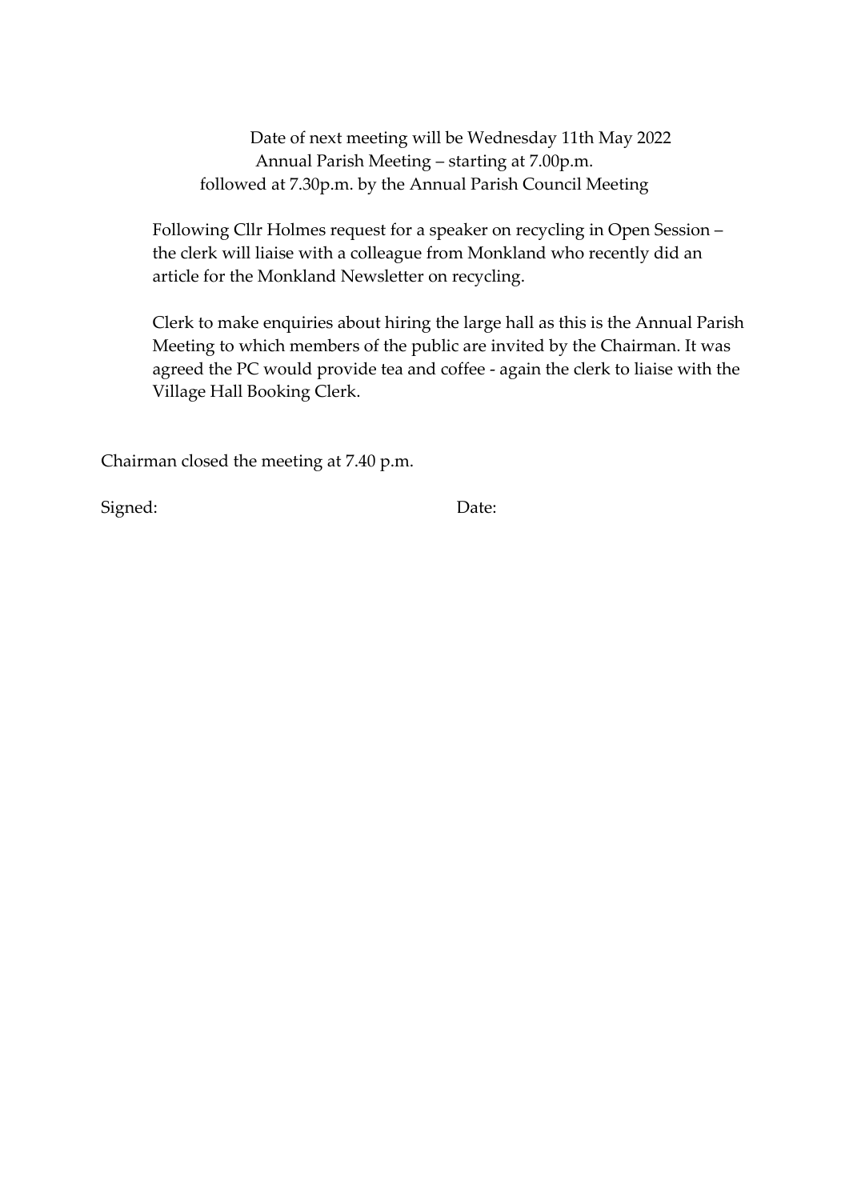Date of next meeting will be Wednesday 11th May 2022
Annual Parish Meeting – starting at 7.00p.m.
followed at 7.30p.m. by the Annual Parish Council Meeting

Following Cllr Holmes request for a speaker on recycling in Open Session – the clerk will liaise with a colleague from Monkland who recently did an article for the Monkland Newsletter on recycling.

Clerk to make enquiries about hiring the large hall as this is the Annual Parish Meeting to which members of the public are invited by the Chairman. It was agreed the PC would provide tea and coffee - again the clerk to liaise with the Village Hall Booking Clerk.

Chairman closed the meeting at 7.40 p.m.

Signed: Date: